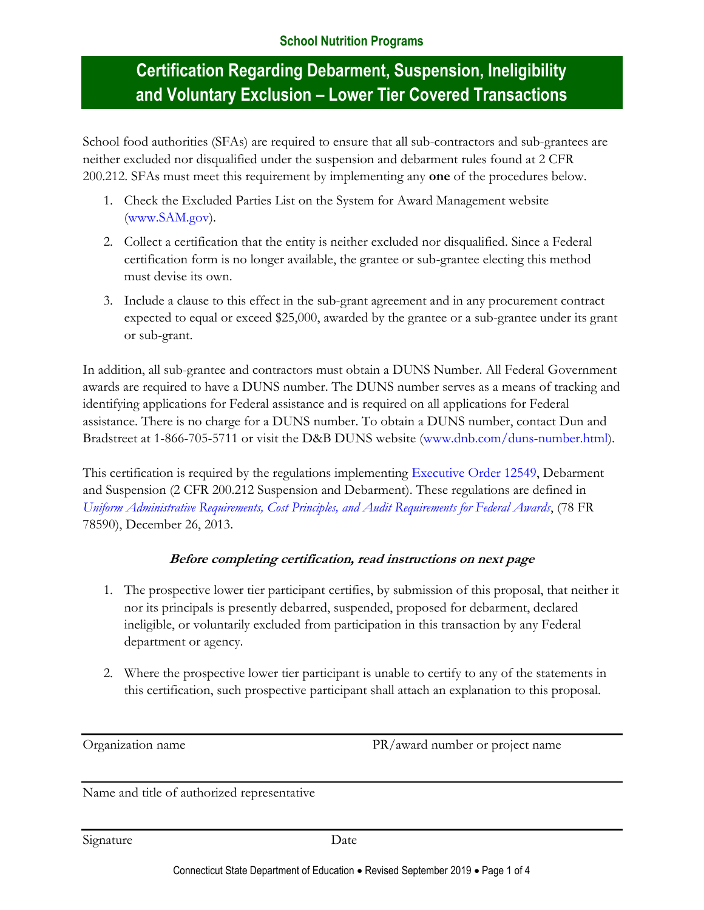School Nutrition Programs

# Certification Regarding Debarment, Suspension, Ineligibility and Voluntary Exclusion – Lower Tier Covered Transactions

School food authorities (SFAs) are required to ensure that all sub-contractors and sub-grantees are neither excluded nor disqualified under the suspension and debarment rules found at 2 CFR 200.212. SFAs must meet this requirement by implementing any **one** of the procedures below.

1. Check the Excluded Parties List on the System for Award Management website (www.SAM.gov).
2. Collect a certification that the entity is neither excluded nor disqualified. Since a Federal certification form is no longer available, the grantee or sub-grantee electing this method must devise its own.
3. Include a clause to this effect in the sub-grant agreement and in any procurement contract expected to equal or exceed $25,000, awarded by the grantee or a sub-grantee under its grant or sub-grant.

In addition, all sub-grantee and contractors must obtain a DUNS Number. All Federal Government awards are required to have a DUNS number. The DUNS number serves as a means of tracking and identifying applications for Federal assistance and is required on all applications for Federal assistance. There is no charge for a DUNS number. To obtain a DUNS number, contact Dun and Bradstreet at 1-866-705-5711 or visit the D&B DUNS website (www.dnb.com/duns-number.html).

This certification is required by the regulations implementing Executive Order 12549, Debarment and Suspension (2 CFR 200.212 Suspension and Debarment). These regulations are defined in *Uniform Administrative Requirements, Cost Principles, and Audit Requirements for Federal Awards*, (78 FR 78590), December 26, 2013.

***Before completing certification, read instructions on next page***

1. The prospective lower tier participant certifies, by submission of this proposal, that neither it nor its principals is presently debarred, suspended, proposed for debarment, declared ineligible, or voluntarily excluded from participation in this transaction by any Federal department or agency.

2. Where the prospective lower tier participant is unable to certify to any of the statements in this certification, such prospective participant shall attach an explanation to this proposal.

Organization name PR/award number or project name

Name and title of authorized representative

Signature Date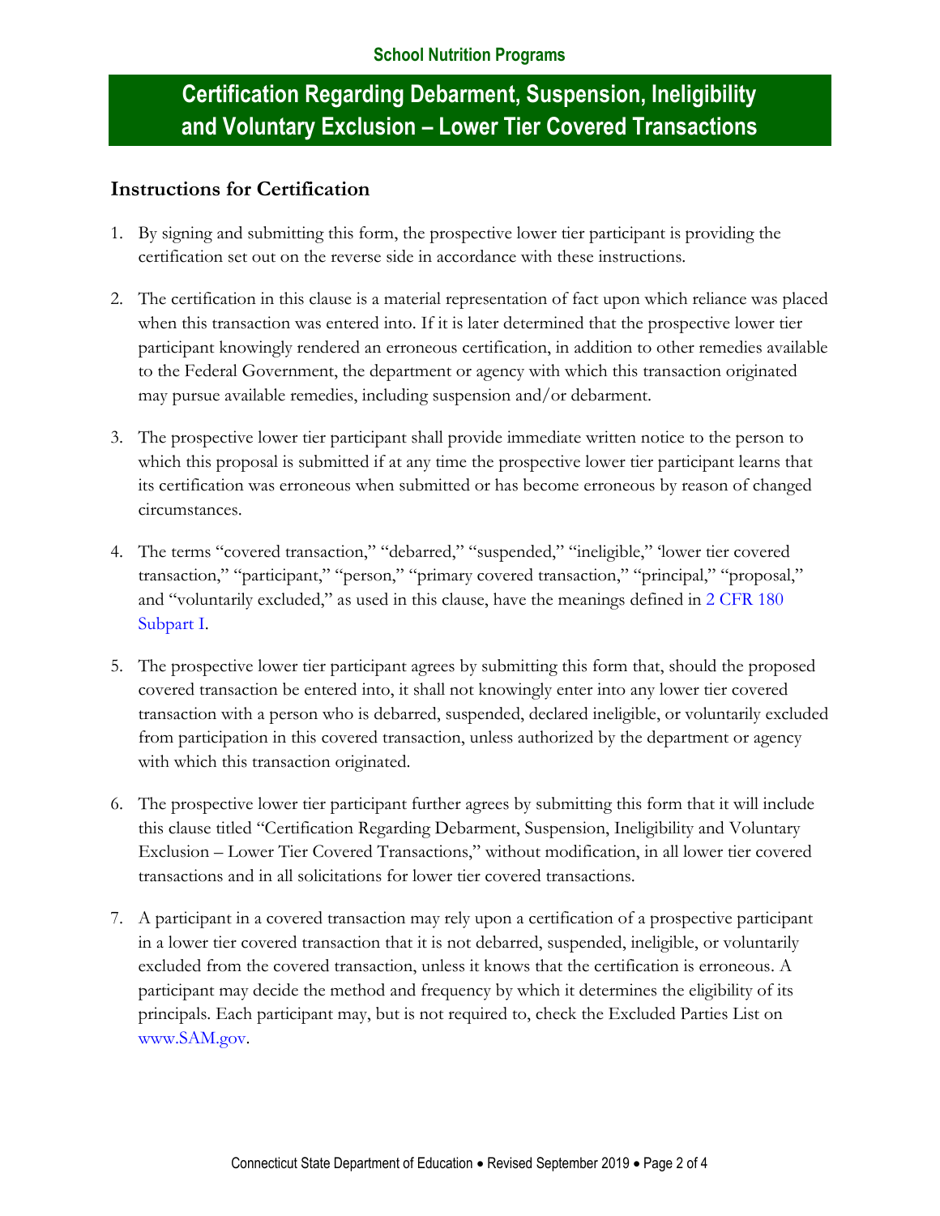## School Nutrition Programs

# Certification Regarding Debarment, Suspension, Ineligibility and Voluntary Exclusion – Lower Tier Covered Transactions

### Instructions for Certification

1. By signing and submitting this form, the prospective lower tier participant is providing the certification set out on the reverse side in accordance with these instructions.

2. The certification in this clause is a material representation of fact upon which reliance was placed when this transaction was entered into. If it is later determined that the prospective lower tier participant knowingly rendered an erroneous certification, in addition to other remedies available to the Federal Government, the department or agency with which this transaction originated may pursue available remedies, including suspension and/or debarment.

3. The prospective lower tier participant shall provide immediate written notice to the person to which this proposal is submitted if at any time the prospective lower tier participant learns that its certification was erroneous when submitted or has become erroneous by reason of changed circumstances.

4. The terms "covered transaction," "debarred," "suspended," "ineligible," 'lower tier covered transaction," "participant," "person," "primary covered transaction," "principal," "proposal," and "voluntarily excluded," as used in this clause, have the meanings defined in 2 CFR 180 Subpart I.

5. The prospective lower tier participant agrees by submitting this form that, should the proposed covered transaction be entered into, it shall not knowingly enter into any lower tier covered transaction with a person who is debarred, suspended, declared ineligible, or voluntarily excluded from participation in this covered transaction, unless authorized by the department or agency with which this transaction originated.

6. The prospective lower tier participant further agrees by submitting this form that it will include this clause titled "Certification Regarding Debarment, Suspension, Ineligibility and Voluntary Exclusion – Lower Tier Covered Transactions," without modification, in all lower tier covered transactions and in all solicitations for lower tier covered transactions.

7. A participant in a covered transaction may rely upon a certification of a prospective participant in a lower tier covered transaction that it is not debarred, suspended, ineligible, or voluntarily excluded from the covered transaction, unless it knows that the certification is erroneous. A participant may decide the method and frequency by which it determines the eligibility of its principals. Each participant may, but is not required to, check the Excluded Parties List on www.SAM.gov.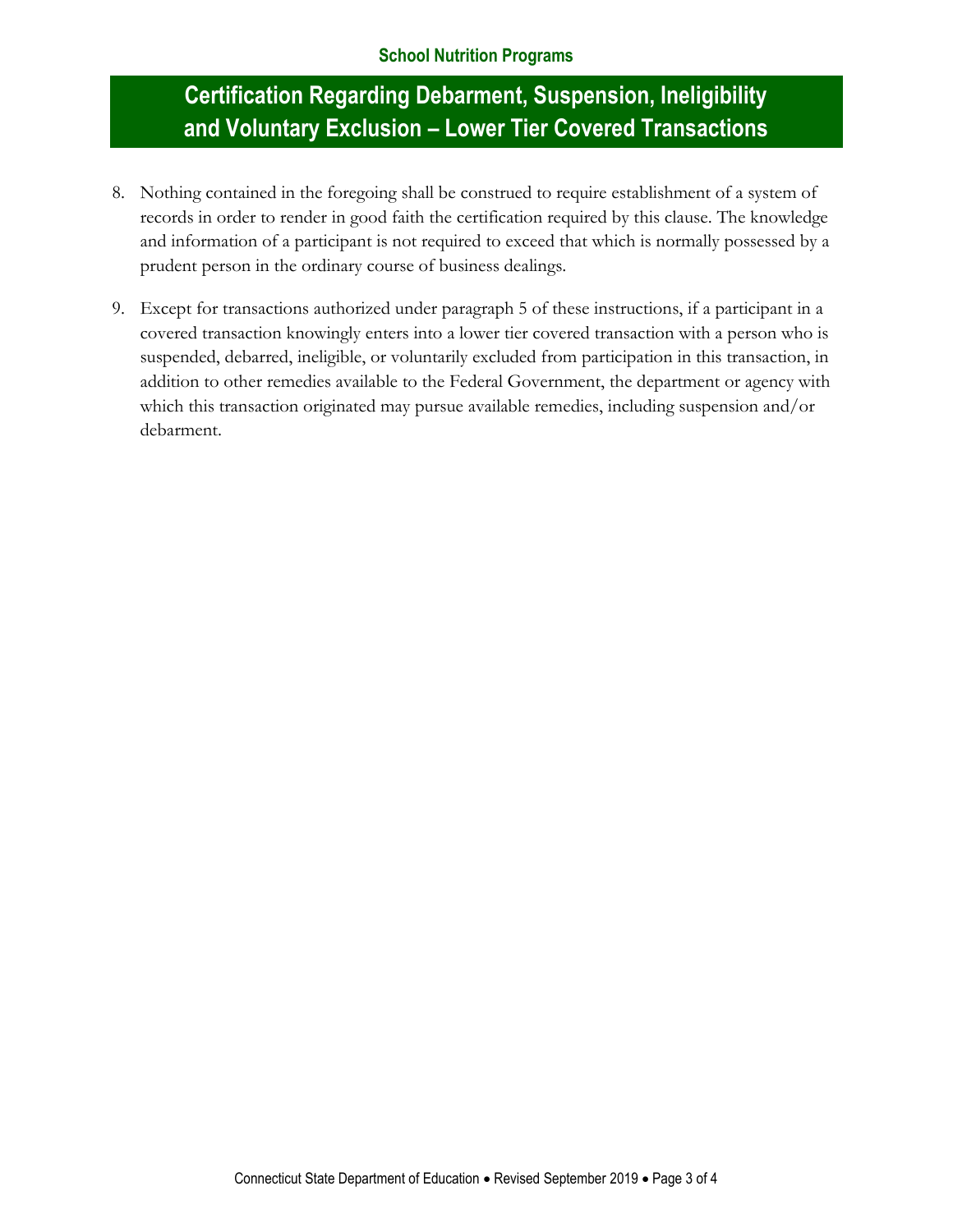**School Nutrition Programs**

# Certification Regarding Debarment, Suspension, Ineligibility and Voluntary Exclusion – Lower Tier Covered Transactions

8. Nothing contained in the foregoing shall be construed to require establishment of a system of records in order to render in good faith the certification required by this clause. The knowledge and information of a participant is not required to exceed that which is normally possessed by a prudent person in the ordinary course of business dealings.

9. Except for transactions authorized under paragraph 5 of these instructions, if a participant in a covered transaction knowingly enters into a lower tier covered transaction with a person who is suspended, debarred, ineligible, or voluntarily excluded from participation in this transaction, in addition to other remedies available to the Federal Government, the department or agency with which this transaction originated may pursue available remedies, including suspension and/or debarment.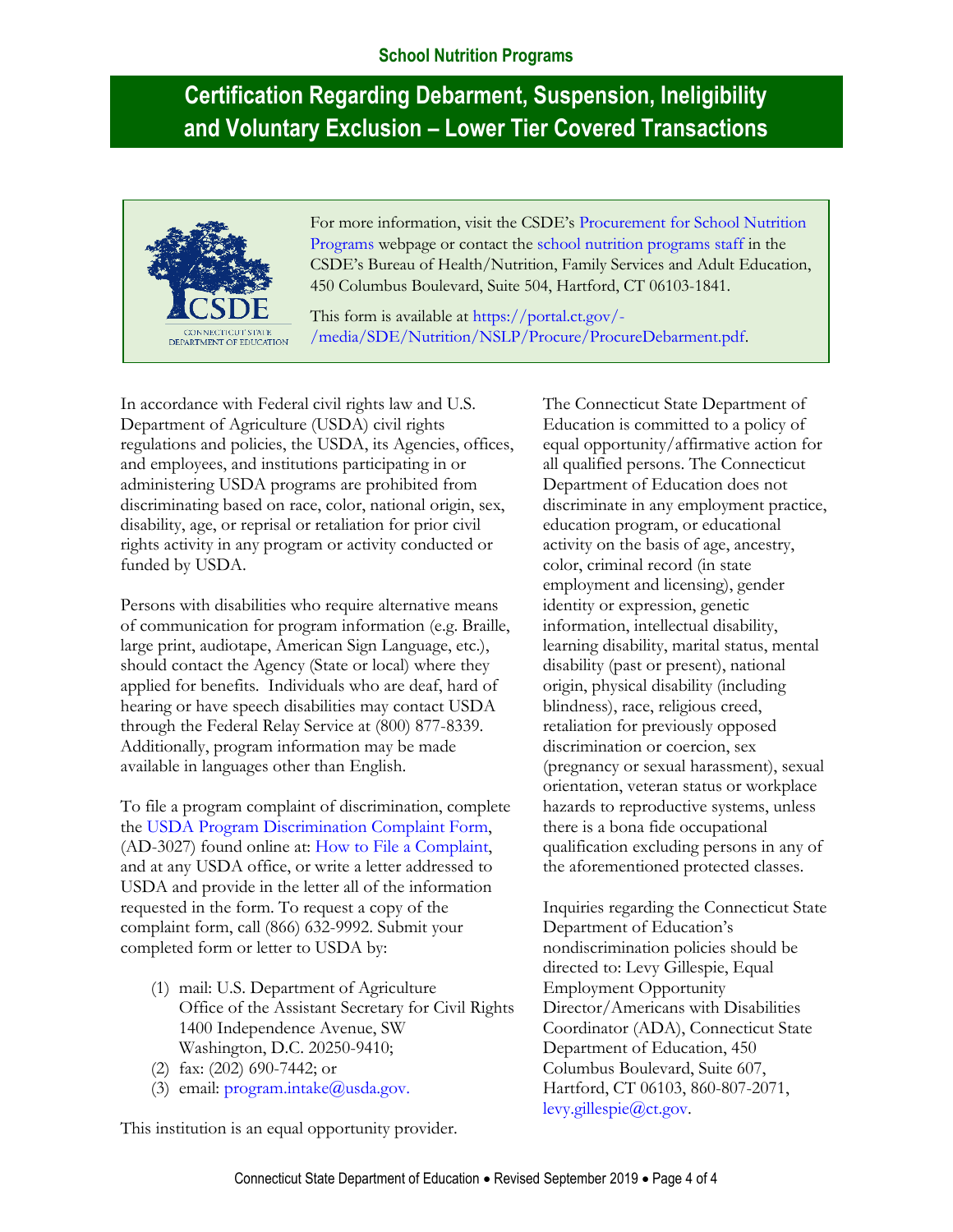**School Nutrition Programs**

# Certification Regarding Debarment, Suspension, Ineligibility and Voluntary Exclusion – Lower Tier Covered Transactions

For more information, visit the CSDE's Procurement for School Nutrition Programs webpage or contact the school nutrition programs staff in the CSDE's Bureau of Health/Nutrition, Family Services and Adult Education, 450 Columbus Boulevard, Suite 504, Hartford, CT 06103-1841.

This form is available at https://portal.ct.gov/-/media/SDE/Nutrition/NSLP/Procure/ProcureDebarment.pdf.

In accordance with Federal civil rights law and U.S. Department of Agriculture (USDA) civil rights regulations and policies, the USDA, its Agencies, offices, and employees, and institutions participating in or administering USDA programs are prohibited from discriminating based on race, color, national origin, sex, disability, age, or reprisal or retaliation for prior civil rights activity in any program or activity conducted or funded by USDA.

Persons with disabilities who require alternative means of communication for program information (e.g. Braille, large print, audiotape, American Sign Language, etc.), should contact the Agency (State or local) where they applied for benefits. Individuals who are deaf, hard of hearing or have speech disabilities may contact USDA through the Federal Relay Service at (800) 877-8339. Additionally, program information may be made available in languages other than English.

To file a program complaint of discrimination, complete the USDA Program Discrimination Complaint Form, (AD-3027) found online at: How to File a Complaint, and at any USDA office, or write a letter addressed to USDA and provide in the letter all of the information requested in the form. To request a copy of the complaint form, call (866) 632-9992. Submit your completed form or letter to USDA by:

(1) mail: U.S. Department of Agriculture
Office of the Assistant Secretary for Civil Rights
1400 Independence Avenue, SW
Washington, D.C. 20250-9410;
(2) fax: (202) 690-7442; or
(3) email: program.intake@usda.gov.

This institution is an equal opportunity provider.

The Connecticut State Department of Education is committed to a policy of equal opportunity/affirmative action for all qualified persons. The Connecticut Department of Education does not discriminate in any employment practice, education program, or educational activity on the basis of age, ancestry, color, criminal record (in state employment and licensing), gender identity or expression, genetic information, intellectual disability, learning disability, marital status, mental disability (past or present), national origin, physical disability (including blindness), race, religious creed, retaliation for previously opposed discrimination or coercion, sex (pregnancy or sexual harassment), sexual orientation, veteran status or workplace hazards to reproductive systems, unless there is a bona fide occupational qualification excluding persons in any of the aforementioned protected classes.

Inquiries regarding the Connecticut State Department of Education's nondiscrimination policies should be directed to: Levy Gillespie, Equal Employment Opportunity Director/Americans with Disabilities Coordinator (ADA), Connecticut State Department of Education, 450 Columbus Boulevard, Suite 607, Hartford, CT 06103, 860-807-2071, levy.gillespie@ct.gov.